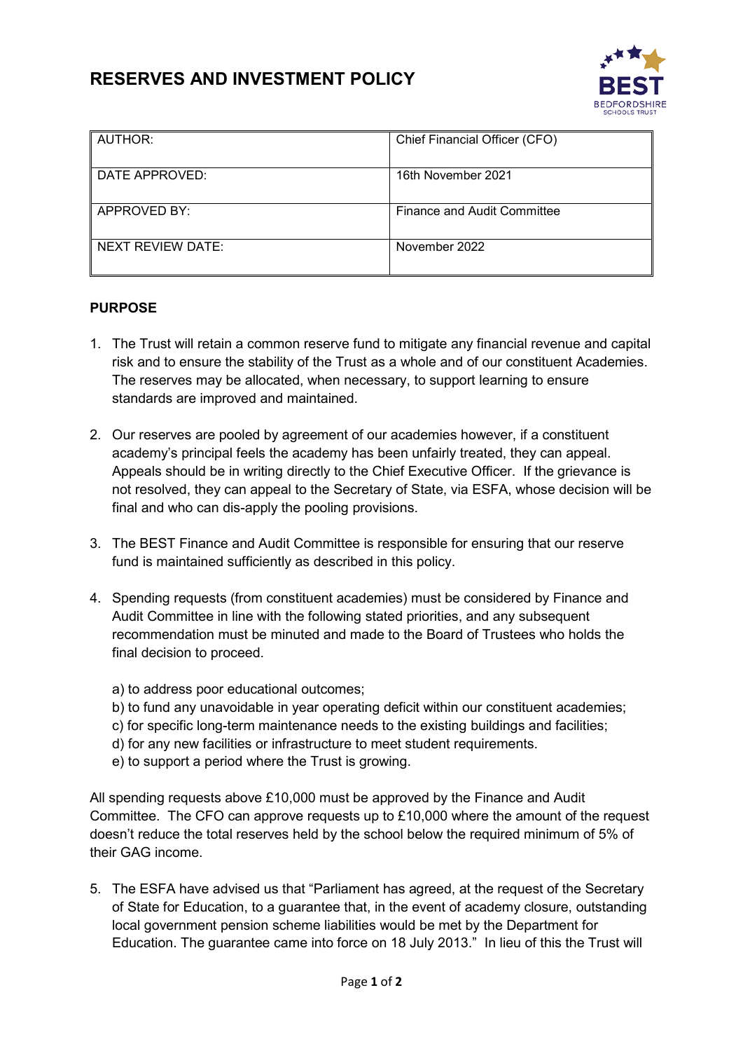# RESERVES AND INVESTMENT POLICY

| AUTHOR: | Chief Financial Officer (CFO) |
| --- | --- |
| DATE APPROVED: | 16th November 2021 |
| APPROVED BY: | Finance and Audit Committee |
| NEXT REVIEW DATE: | November 2022 |

## PURPOSE

1. The Trust will retain a common reserve fund to mitigate any financial revenue and capital risk and to ensure the stability of the Trust as a whole and of our constituent Academies. The reserves may be allocated, when necessary, to support learning to ensure standards are improved and maintained.

2. Our reserves are pooled by agreement of our academies however, if a constituent academy's principal feels the academy has been unfairly treated, they can appeal. Appeals should be in writing directly to the Chief Executive Officer. If the grievance is not resolved, they can appeal to the Secretary of State, via ESFA, whose decision will be final and who can dis-apply the pooling provisions.

3. The BEST Finance and Audit Committee is responsible for ensuring that our reserve fund is maintained sufficiently as described in this policy.

4. Spending requests (from constituent academies) must be considered by Finance and Audit Committee in line with the following stated priorities, and any subsequent recommendation must be minuted and made to the Board of Trustees who holds the final decision to proceed.

   a) to address poor educational outcomes;
   b) to fund any unavoidable in year operating deficit within our constituent academies;
   c) for specific long-term maintenance needs to the existing buildings and facilities;
   d) for any new facilities or infrastructure to meet student requirements.
   e) to support a period where the Trust is growing.

All spending requests above £10,000 must be approved by the Finance and Audit Committee. The CFO can approve requests up to £10,000 where the amount of the request doesn't reduce the total reserves held by the school below the required minimum of 5% of their GAG income.

5. The ESFA have advised us that "Parliament has agreed, at the request of the Secretary of State for Education, to a guarantee that, in the event of academy closure, outstanding local government pension scheme liabilities would be met by the Department for Education. The guarantee came into force on 18 July 2013." In lieu of this the Trust will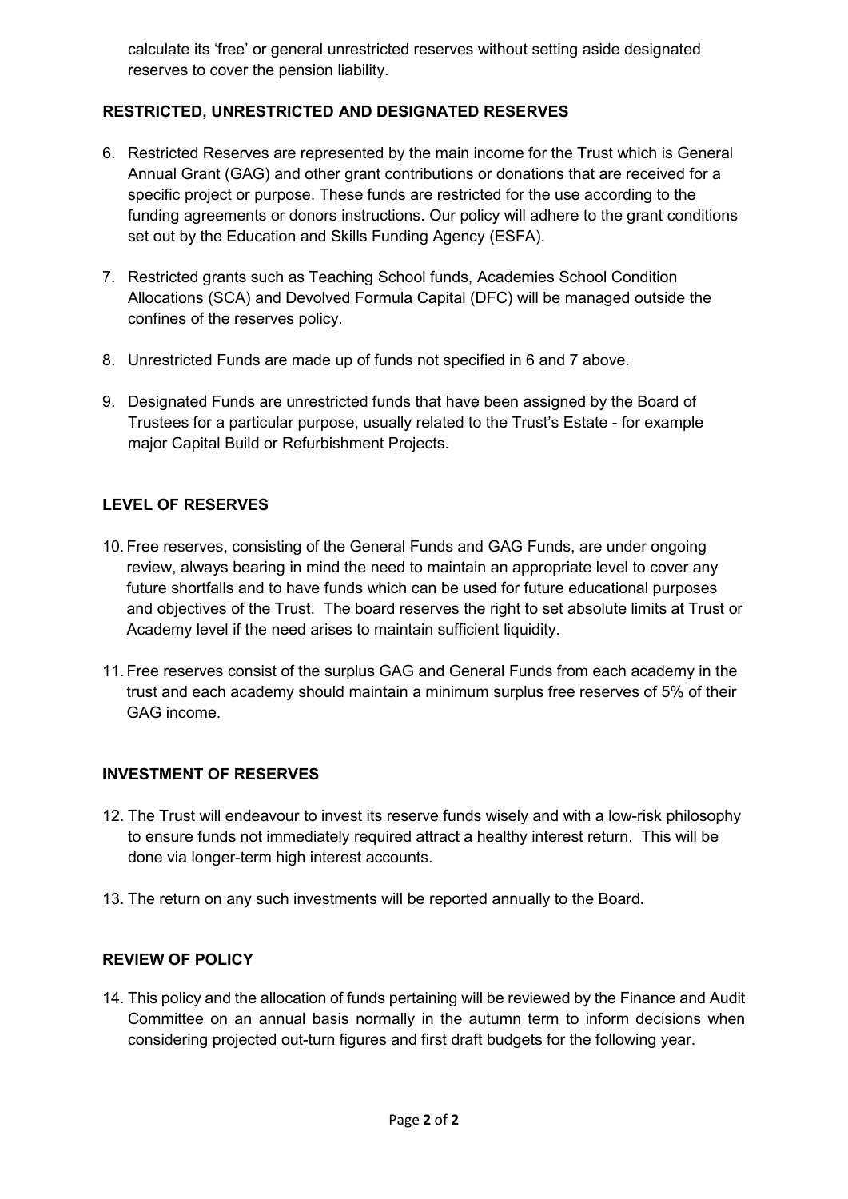calculate its 'free' or general unrestricted reserves without setting aside designated reserves to cover the pension liability.

## RESTRICTED, UNRESTRICTED AND DESIGNATED RESERVES

6. Restricted Reserves are represented by the main income for the Trust which is General Annual Grant (GAG) and other grant contributions or donations that are received for a specific project or purpose. These funds are restricted for the use according to the funding agreements or donors instructions. Our policy will adhere to the grant conditions set out by the Education and Skills Funding Agency (ESFA).

7. Restricted grants such as Teaching School funds, Academies School Condition Allocations (SCA) and Devolved Formula Capital (DFC) will be managed outside the confines of the reserves policy.

8. Unrestricted Funds are made up of funds not specified in 6 and 7 above.

9. Designated Funds are unrestricted funds that have been assigned by the Board of Trustees for a particular purpose, usually related to the Trust's Estate - for example major Capital Build or Refurbishment Projects.

## LEVEL OF RESERVES

10. Free reserves, consisting of the General Funds and GAG Funds, are under ongoing review, always bearing in mind the need to maintain an appropriate level to cover any future shortfalls and to have funds which can be used for future educational purposes and objectives of the Trust. The board reserves the right to set absolute limits at Trust or Academy level if the need arises to maintain sufficient liquidity.

11. Free reserves consist of the surplus GAG and General Funds from each academy in the trust and each academy should maintain a minimum surplus free reserves of 5% of their GAG income.

## INVESTMENT OF RESERVES

12. The Trust will endeavour to invest its reserve funds wisely and with a low-risk philosophy to ensure funds not immediately required attract a healthy interest return. This will be done via longer-term high interest accounts.

13. The return on any such investments will be reported annually to the Board.

## REVIEW OF POLICY

14. This policy and the allocation of funds pertaining will be reviewed by the Finance and Audit Committee on an annual basis normally in the autumn term to inform decisions when considering projected out-turn figures and first draft budgets for the following year.